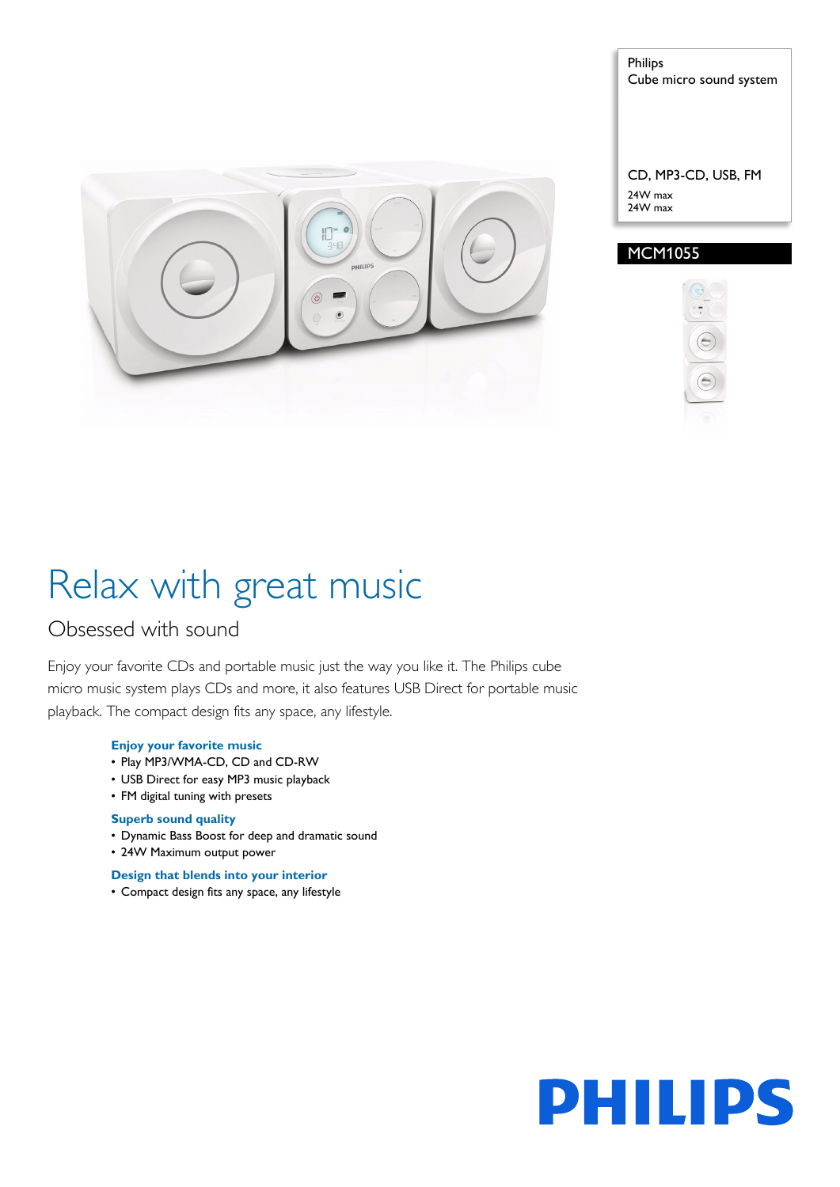Philips
Cube micro sound system

CD, MP3-CD, USB, FM
24W max
24W max

MCM1055

# Relax with great music

## Obsessed with sound

Enjoy your favorite CDs and portable music just the way you like it. The Philips cube micro music system plays CDs and more, it also features USB Direct for portable music playback. The compact design fits any space, any lifestyle.

**Enjoy your favorite music**
- Play MP3/WMA-CD, CD and CD-RW
- USB Direct for easy MP3 music playback
- FM digital tuning with presets

**Superb sound quality**
- Dynamic Bass Boost for deep and dramatic sound
- 24W Maximum output power

**Design that blends into your interior**
- Compact design fits any space, any lifestyle

PHILIPS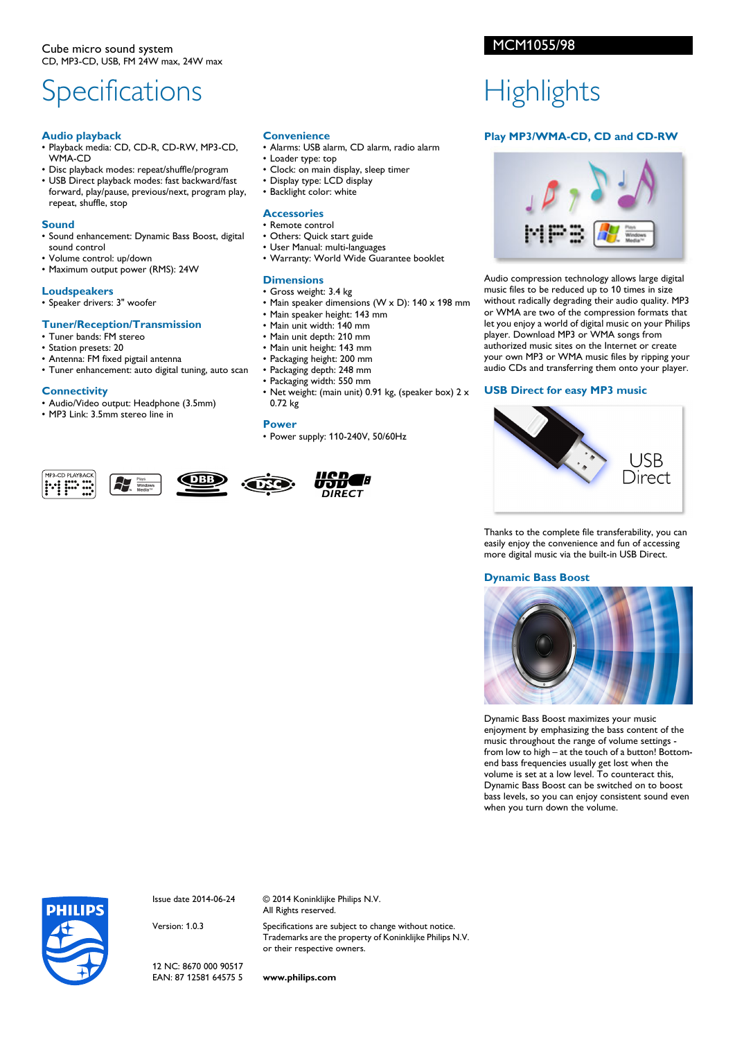Cube micro sound system
CD, MP3-CD, USB, FM 24W max, 24W max

MCM1055/98

# Specifications

### Audio playback
- Playback media: CD, CD-R, CD-RW, MP3-CD, WMA-CD
- Disc playback modes: repeat/shuffle/program
- USB Direct playback modes: fast backward/fast forward, play/pause, previous/next, program play, repeat, shuffle, stop

### Sound
- Sound enhancement: Dynamic Bass Boost, digital sound control
- Volume control: up/down
- Maximum output power (RMS): 24W

### Loudspeakers
- Speaker drivers: 3" woofer

### Tuner/Reception/Transmission
- Tuner bands: FM stereo
- Station presets: 20
- Antenna: FM fixed pigtail antenna
- Tuner enhancement: auto digital tuning, auto scan

### Connectivity
- Audio/Video output: Headphone (3.5mm)
- MP3 Link: 3.5mm stereo line in

### Convenience
- Alarms: USB alarm, CD alarm, radio alarm
- Loader type: top
- Clock: on main display, sleep timer
- Display type: LCD display
- Backlight color: white

### Accessories
- Remote control
- Others: Quick start guide
- User Manual: multi-languages
- Warranty: World Wide Guarantee booklet

### Dimensions
- Gross weight: 3.4 kg
- Main speaker dimensions (W x D): 140 x 198 mm
- Main speaker height: 143 mm
- Main unit width: 140 mm
- Main unit depth: 210 mm
- Main unit height: 143 mm
- Packaging height: 200 mm
- Packaging depth: 248 mm
- Packaging width: 550 mm
- Net weight: (main unit) 0.91 kg, (speaker box) 2 x 0.72 kg

### Power
- Power supply: 110-240V, 50/60Hz

# Highlights

### Play MP3/WMA-CD, CD and CD-RW

Audio compression technology allows large digital music files to be reduced up to 10 times in size without radically degrading their audio quality. MP3 or WMA are two of the compression formats that let you enjoy a world of digital music on your Philips player. Download MP3 or WMA songs from authorized music sites on the Internet or create your own MP3 or WMA music files by ripping your audio CDs and transferring them onto your player.

### USB Direct for easy MP3 music

Thanks to the complete file transferability, you can easily enjoy the convenience and fun of accessing more digital music via the built-in USB Direct.

### Dynamic Bass Boost

Dynamic Bass Boost maximizes your music enjoyment by emphasizing the bass content of the music throughout the range of volume settings - from low to high – at the touch of a button! Bottom-end bass frequencies usually get lost when the volume is set at a low level. To counteract this, Dynamic Bass Boost can be switched on to boost bass levels, so you can enjoy consistent sound even when you turn down the volume.

Issue date 2014-06-24

Version: 1.0.3

12 NC: 8670 000 90517
EAN: 87 12581 64575 5

© 2014 Koninklijke Philips N.V.
All Rights reserved.

Specifications are subject to change without notice. Trademarks are the property of Koninklijke Philips N.V. or their respective owners.

**www.philips.com**